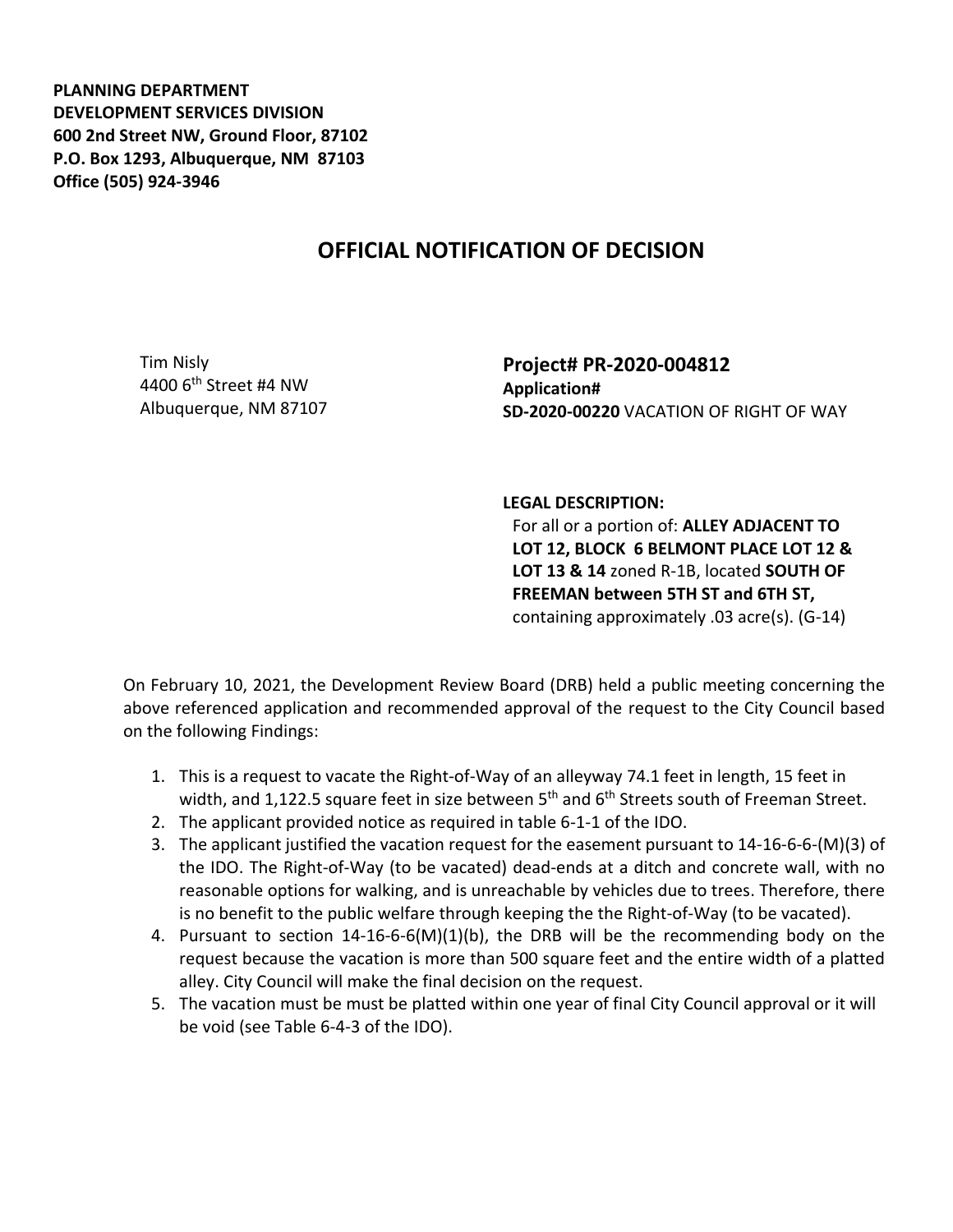**PLANNING DEPARTMENT**
**DEVELOPMENT SERVICES DIVISION**
**600 2nd Street NW, Ground Floor, 87102**
**P.O. Box 1293, Albuquerque, NM 87103**
**Office (505) 924-3946**

# OFFICIAL NOTIFICATION OF DECISION

Tim Nisly
4400 6th Street #4 NW
Albuquerque, NM 87107

**Project# PR-2020-004812**
**Application#**
**SD-2020-00220** VACATION OF RIGHT OF WAY

**LEGAL DESCRIPTION:**
For all or a portion of: **ALLEY ADJACENT TO LOT 12, BLOCK 6 BELMONT PLACE LOT 12 & LOT 13 & 14** zoned R-1B, located **SOUTH OF FREEMAN between 5TH ST and 6TH ST,** containing approximately .03 acre(s). (G-14)

On February 10, 2021, the Development Review Board (DRB) held a public meeting concerning the above referenced application and recommended approval of the request to the City Council based on the following Findings:

1. This is a request to vacate the Right-of-Way of an alleyway 74.1 feet in length, 15 feet in width, and 1,122.5 square feet in size between 5th and 6th Streets south of Freeman Street.
2. The applicant provided notice as required in table 6-1-1 of the IDO.
3. The applicant justified the vacation request for the easement pursuant to 14-16-6-6-(M)(3) of the IDO. The Right-of-Way (to be vacated) dead-ends at a ditch and concrete wall, with no reasonable options for walking, and is unreachable by vehicles due to trees. Therefore, there is no benefit to the public welfare through keeping the the Right-of-Way (to be vacated).
4. Pursuant to section 14-16-6-6(M)(1)(b), the DRB will be the recommending body on the request because the vacation is more than 500 square feet and the entire width of a platted alley. City Council will make the final decision on the request.
5. The vacation must be must be platted within one year of final City Council approval or it will be void (see Table 6-4-3 of the IDO).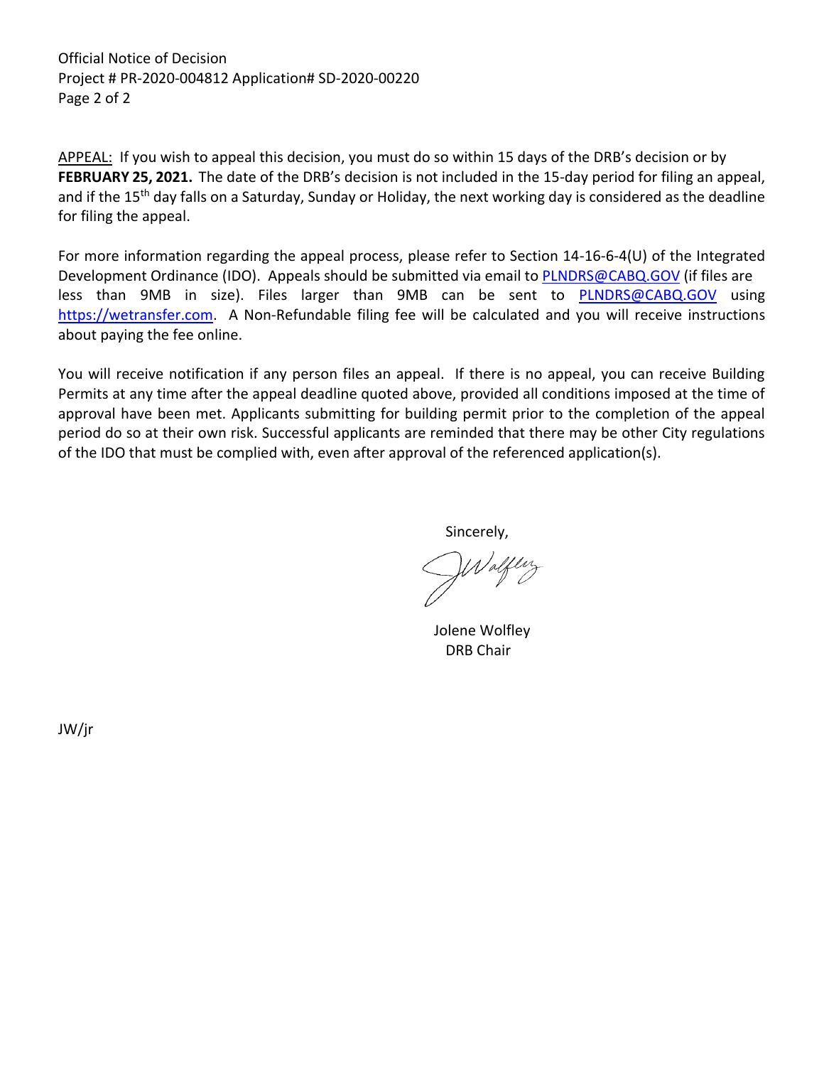APPEAL: If you wish to appeal this decision, you must do so within 15 days of the DRB's decision or by **FEBRUARY 25, 2021.** The date of the DRB's decision is not included in the 15-day period for filing an appeal, and if the 15th day falls on a Saturday, Sunday or Holiday, the next working day is considered as the deadline for filing the appeal.

For more information regarding the appeal process, please refer to Section 14-16-6-4(U) of the Integrated Development Ordinance (IDO). Appeals should be submitted via email to PLNDRS@CABQ.GOV (if files are less than 9MB in size). Files larger than 9MB can be sent to PLNDRS@CABQ.GOV using https://wetransfer.com. A Non-Refundable filing fee will be calculated and you will receive instructions about paying the fee online.

You will receive notification if any person files an appeal. If there is no appeal, you can receive Building Permits at any time after the appeal deadline quoted above, provided all conditions imposed at the time of approval have been met. Applicants submitting for building permit prior to the completion of the appeal period do so at their own risk. Successful applicants are reminded that there may be other City regulations of the IDO that must be complied with, even after approval of the referenced application(s).

Sincerely,

JWolfley

Jolene Wolfley
DRB Chair

JW/jr